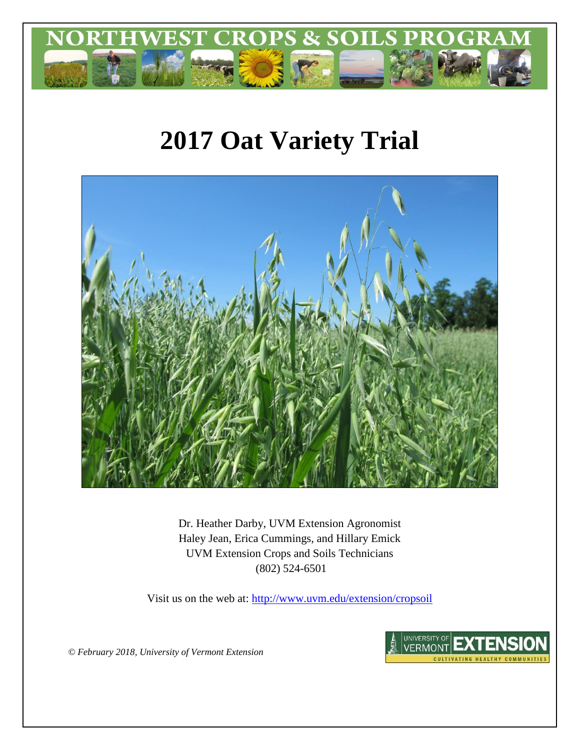NORTHWEST CROPS & SOILS PROGRAM

# 2017 Oat Variety Trial

Dr. Heather Darby, UVM Extension Agronomist
Haley Jean, Erica Cummings, and Hillary Emick
UVM Extension Crops and Soils Technicians
(802) 524-6501

Visit us on the web at: http://www.uvm.edu/extension/cropsoil

*© February 2018, University of Vermont Extension*

UNIVERSITY OF VERMONT EXTENSION
CULTIVATING HEALTHY COMMUNITIES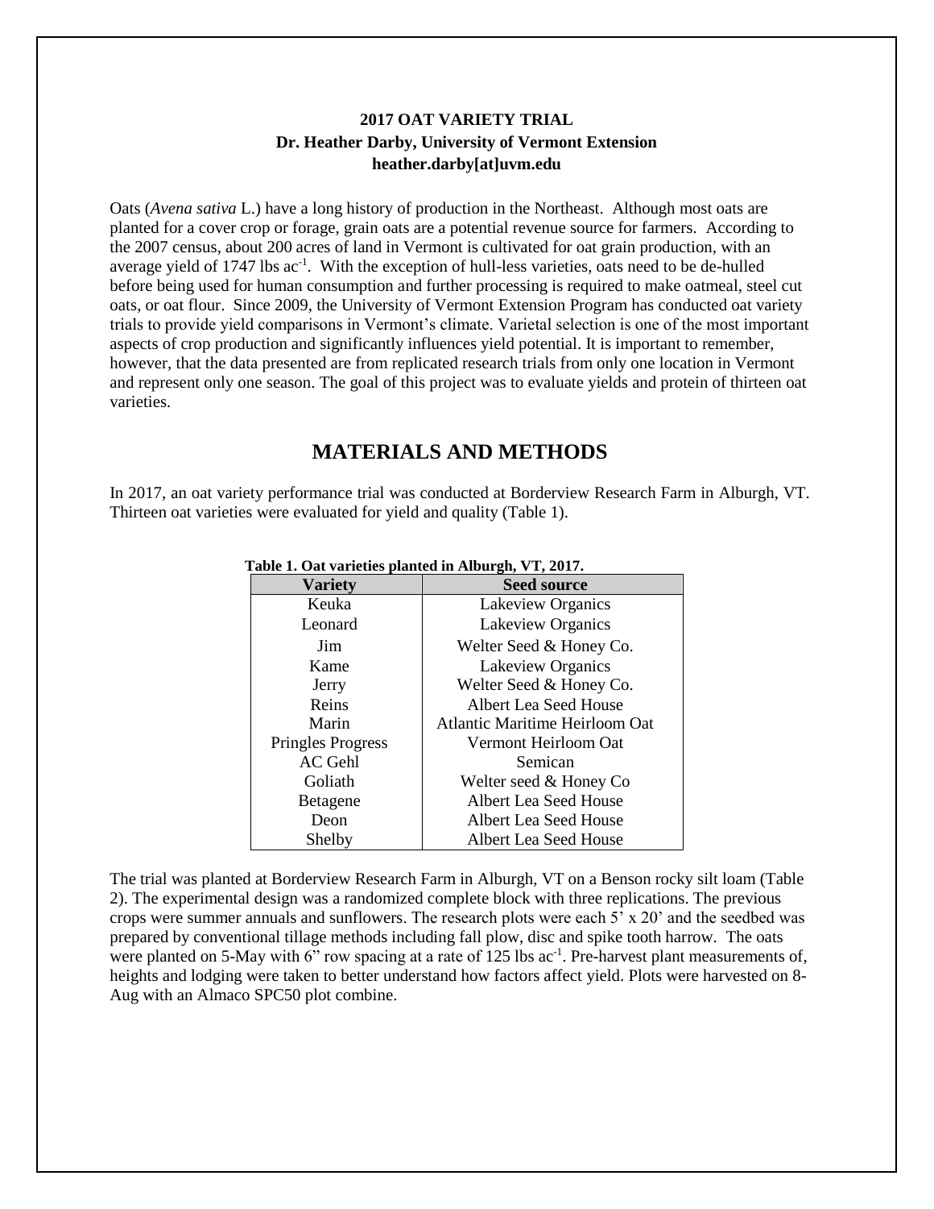**2017 OAT VARIETY TRIAL**
**Dr. Heather Darby, University of Vermont Extension**
**heather.darby[at]uvm.edu**

Oats (*Avena sativa* L.) have a long history of production in the Northeast. Although most oats are planted for a cover crop or forage, grain oats are a potential revenue source for farmers. According to the 2007 census, about 200 acres of land in Vermont is cultivated for oat grain production, with an average yield of 1747 lbs ac$^{-1}$. With the exception of hull-less varieties, oats need to be de-hulled before being used for human consumption and further processing is required to make oatmeal, steel cut oats, or oat flour. Since 2009, the University of Vermont Extension Program has conducted oat variety trials to provide yield comparisons in Vermont's climate. Varietal selection is one of the most important aspects of crop production and significantly influences yield potential. It is important to remember, however, that the data presented are from replicated research trials from only one location in Vermont and represent only one season. The goal of this project was to evaluate yields and protein of thirteen oat varieties.

## MATERIALS AND METHODS

In 2017, an oat variety performance trial was conducted at Borderview Research Farm in Alburgh, VT. Thirteen oat varieties were evaluated for yield and quality (Table 1).

**Table 1. Oat varieties planted in Alburgh, VT, 2017.**

| Variety | Seed source |
|---|---|
| Keuka | Lakeview Organics |
| Leonard | Lakeview Organics |
| Jim | Welter Seed & Honey Co. |
| Kame | Lakeview Organics |
| Jerry | Welter Seed & Honey Co. |
| Reins | Albert Lea Seed House |
| Marin | Atlantic Maritime Heirloom Oat |
| Pringles Progress | Vermont Heirloom Oat |
| AC Gehl | Semican |
| Goliath | Welter seed & Honey Co |
| Betagene | Albert Lea Seed House |
| Deon | Albert Lea Seed House |
| Shelby | Albert Lea Seed House |

The trial was planted at Borderview Research Farm in Alburgh, VT on a Benson rocky silt loam (Table 2). The experimental design was a randomized complete block with three replications. The previous crops were summer annuals and sunflowers. The research plots were each 5' x 20' and the seedbed was prepared by conventional tillage methods including fall plow, disc and spike tooth harrow. The oats were planted on 5-May with 6" row spacing at a rate of 125 lbs ac$^{-1}$. Pre-harvest plant measurements of, heights and lodging were taken to better understand how factors affect yield. Plots were harvested on 8-Aug with an Almaco SPC50 plot combine.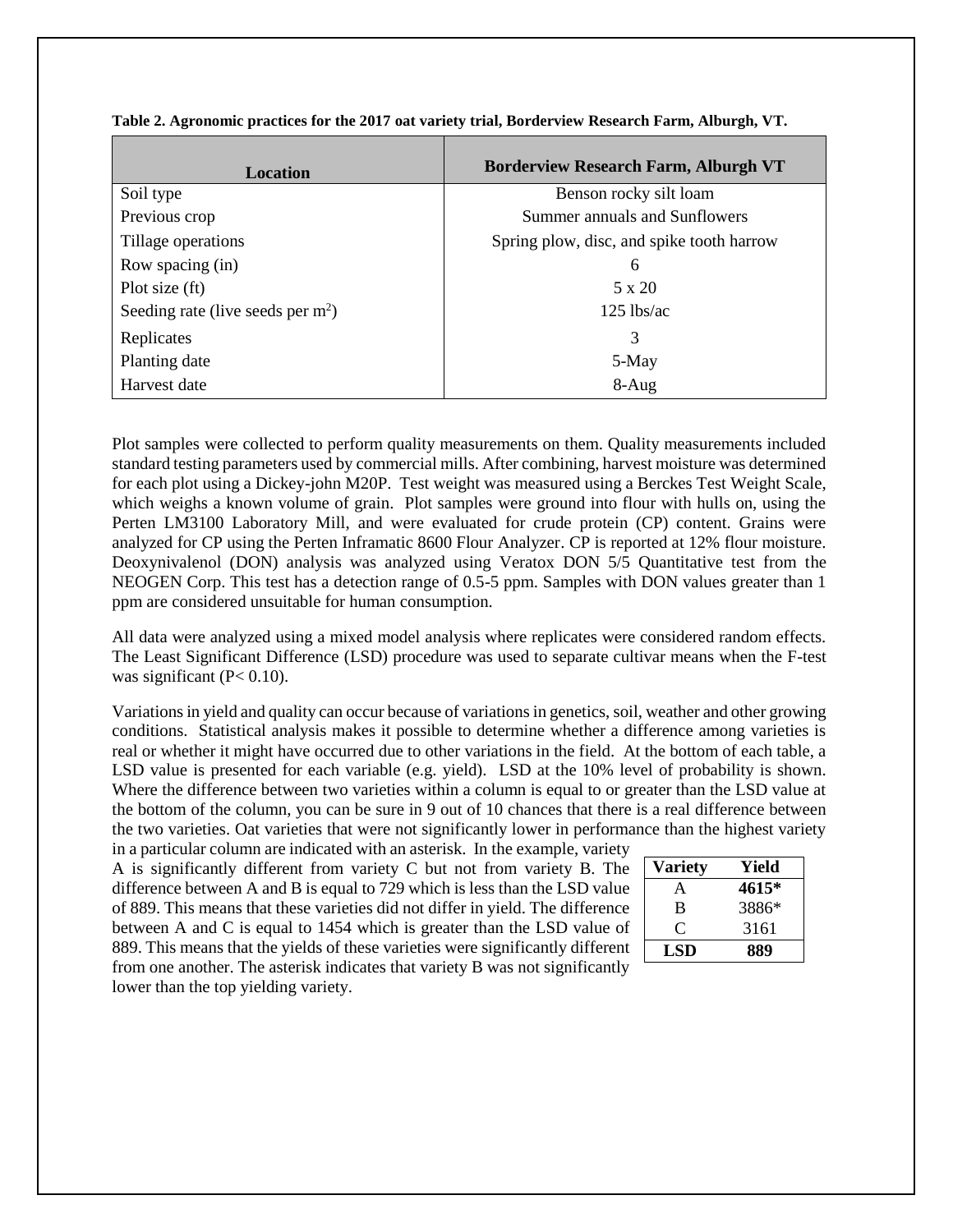**Table 2. Agronomic practices for the 2017 oat variety trial, Borderview Research Farm, Alburgh, VT.**

| Location | Borderview Research Farm, Alburgh VT |
|---|---|
| Soil type | Benson rocky silt loam |
| Previous crop | Summer annuals and Sunflowers |
| Tillage operations | Spring plow, disc, and spike tooth harrow |
| Row spacing (in) | 6 |
| Plot size (ft) | 5 x 20 |
| Seeding rate (live seeds per $m^2$) | 125 lbs/ac |
| Replicates | 3 |
| Planting date | 5-May |
| Harvest date | 8-Aug |

Plot samples were collected to perform quality measurements on them. Quality measurements included standard testing parameters used by commercial mills. After combining, harvest moisture was determined for each plot using a Dickey-john M20P. Test weight was measured using a Berckes Test Weight Scale, which weighs a known volume of grain. Plot samples were ground into flour with hulls on, using the Perten LM3100 Laboratory Mill, and were evaluated for crude protein (CP) content. Grains were analyzed for CP using the Perten Inframatic 8600 Flour Analyzer. CP is reported at 12% flour moisture. Deoxynivalenol (DON) analysis was analyzed using Veratox DON 5/5 Quantitative test from the NEOGEN Corp. This test has a detection range of 0.5-5 ppm. Samples with DON values greater than 1 ppm are considered unsuitable for human consumption.

All data were analyzed using a mixed model analysis where replicates were considered random effects. The Least Significant Difference (LSD) procedure was used to separate cultivar means when the F-test was significant ($P< 0.10$).

Variations in yield and quality can occur because of variations in genetics, soil, weather and other growing conditions. Statistical analysis makes it possible to determine whether a difference among varieties is real or whether it might have occurred due to other variations in the field. At the bottom of each table, a LSD value is presented for each variable (e.g. yield). LSD at the 10% level of probability is shown. Where the difference between two varieties within a column is equal to or greater than the LSD value at the bottom of the column, you can be sure in 9 out of 10 chances that there is a real difference between the two varieties. Oat varieties that were not significantly lower in performance than the highest variety in a particular column are indicated with an asterisk. In the example, variety A is significantly different from variety C but not from variety B. The difference between A and B is equal to 729 which is less than the LSD value of 889. This means that these varieties did not differ in yield. The difference between A and C is equal to 1454 which is greater than the LSD value of 889. This means that the yields of these varieties were significantly different from one another. The asterisk indicates that variety B was not significantly lower than the top yielding variety.

| Variety | Yield |
|---|---|
| A | **4615*** |
| B | 3886* |
| C | 3161 |
| **LSD** | **889** |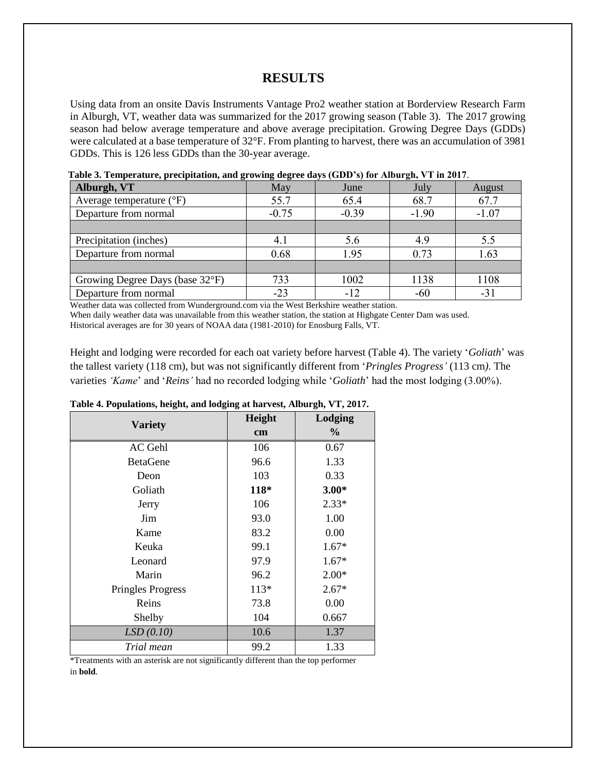# RESULTS

Using data from an onsite Davis Instruments Vantage Pro2 weather station at Borderview Research Farm in Alburgh, VT, weather data was summarized for the 2017 growing season (Table 3). The 2017 growing season had below average temperature and above average precipitation. Growing Degree Days (GDDs) were calculated at a base temperature of 32°F. From planting to harvest, there was an accumulation of 3981 GDDs. This is 126 less GDDs than the 30-year average.

**Table 3. Temperature, precipitation, and growing degree days (GDD's) for Alburgh, VT in 2017**.

| Alburgh, VT | May | June | July | August |
|---|---|---|---|---|
| Average temperature (°F) | 55.7 | 65.4 | 68.7 | 67.7 |
| Departure from normal | -0.75 | -0.39 | -1.90 | -1.07 |
| | | | | |
| Precipitation (inches) | 4.1 | 5.6 | 4.9 | 5.5 |
| Departure from normal | 0.68 | 1.95 | 0.73 | 1.63 |
| | | | | |
| Growing Degree Days (base 32°F) | 733 | 1002 | 1138 | 1108 |
| Departure from normal | -23 | -12 | -60 | -31 |

Weather data was collected from Wunderground.com via the West Berkshire weather station.
When daily weather data was unavailable from this weather station, the station at Highgate Center Dam was used.
Historical averages are for 30 years of NOAA data (1981-2010) for Enosburg Falls, VT.

Height and lodging were recorded for each oat variety before harvest (Table 4). The variety '*Goliath*' was the tallest variety (118 cm), but was not significantly different from '*Pringles Progress'* (113 cm*)*. The varieties *'Kame*' and '*Reins'* had no recorded lodging while '*Goliath*' had the most lodging (3.00%).

**Table 4. Populations, height, and lodging at harvest, Alburgh, VT, 2017.**

| Variety | Height<br>cm | Lodging<br>% |
|---|---|---|
| AC Gehl | 106 | 0.67 |
| BetaGene | 96.6 | 1.33 |
| Deon | 103 | 0.33 |
| Goliath | **118*** | **3.00*** |
| Jerry | 106 | 2.33* |
| Jim | 93.0 | 1.00 |
| Kame | 83.2 | 0.00 |
| Keuka | 99.1 | 1.67* |
| Leonard | 97.9 | 1.67* |
| Marin | 96.2 | 2.00* |
| Pringles Progress | 113* | 2.67* |
| Reins | 73.8 | 0.00 |
| Shelby | 104 | 0.667 |
| *LSD (0.10)* | 10.6 | 1.37 |
| *Trial mean* | 99.2 | 1.33 |

*Treatments with an asterisk are not significantly different than the top performer in **bold**.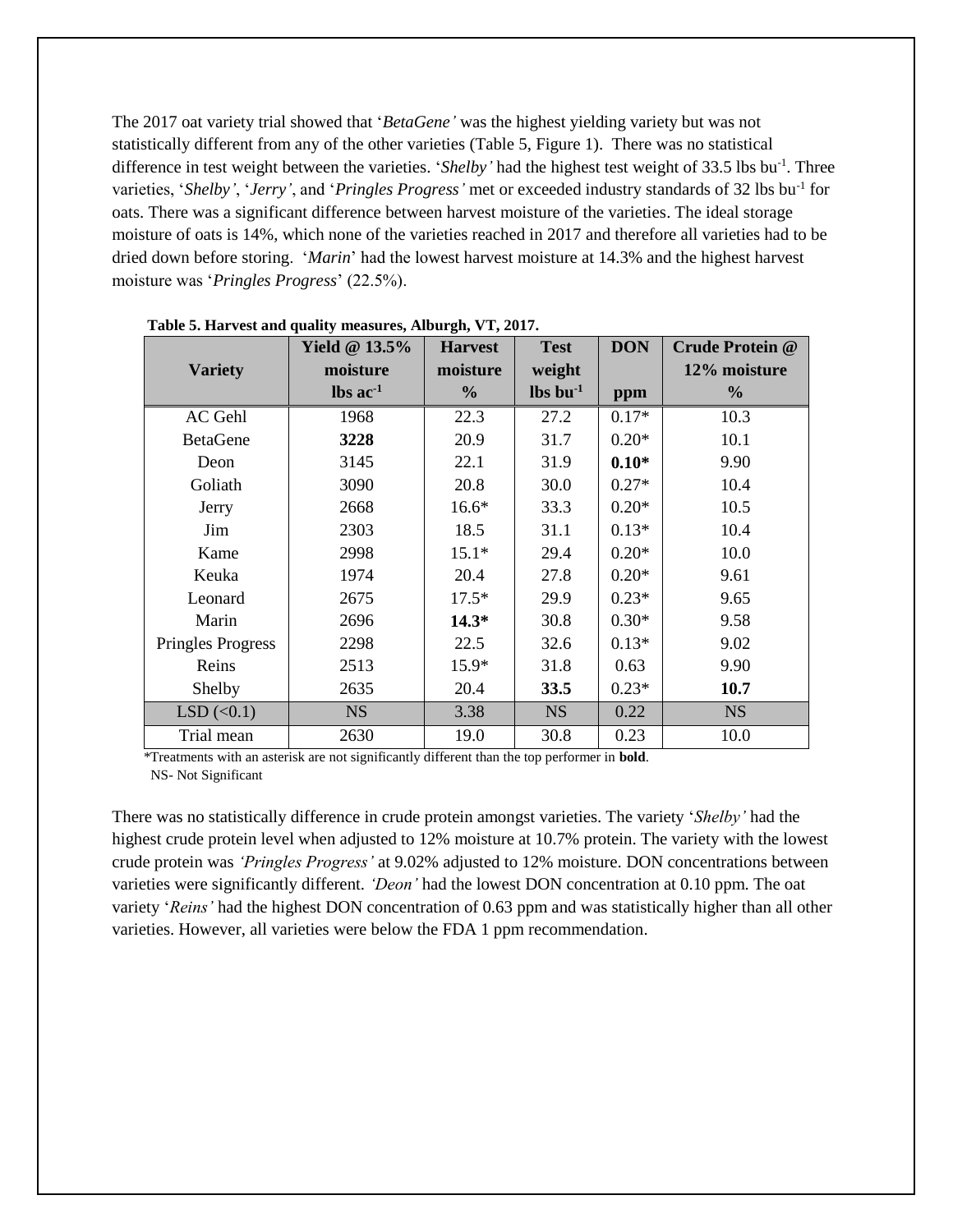The 2017 oat variety trial showed that '*BetaGene'* was the highest yielding variety but was not statistically different from any of the other varieties (Table 5, Figure 1). There was no statistical difference in test weight between the varieties. '*Shelby'* had the highest test weight of 33.5 lbs $bu^{-1}$. Three varieties, '*Shelby'*, '*Jerry'*, and '*Pringles Progress'* met or exceeded industry standards of 32 lbs $bu^{-1}$ for oats. There was a significant difference between harvest moisture of the varieties. The ideal storage moisture of oats is 14%, which none of the varieties reached in 2017 and therefore all varieties had to be dried down before storing. '*Marin*' had the lowest harvest moisture at 14.3% and the highest harvest moisture was '*Pringles Progress*' (22.5%).

**Table 5. Harvest and quality measures, Alburgh, VT, 2017.**

| Variety | Yield @ 13.5% moisture lbs $ac^{-1}$ | Harvest moisture % | Test weight lbs $bu^{-1}$ | DON ppm | Crude Protein @ 12% moisture % |
|---|---|---|---|---|---|
| AC Gehl | 1968 | 22.3 | 27.2 | 0.17* | 10.3 |
| BetaGene | **3228** | 20.9 | 31.7 | 0.20* | 10.1 |
| Deon | 3145 | 22.1 | 31.9 | **0.10*** | 9.90 |
| Goliath | 3090 | 20.8 | 30.0 | 0.27* | 10.4 |
| Jerry | 2668 | 16.6* | 33.3 | 0.20* | 10.5 |
| Jim | 2303 | 18.5 | 31.1 | 0.13* | 10.4 |
| Kame | 2998 | 15.1* | 29.4 | 0.20* | 10.0 |
| Keuka | 1974 | 20.4 | 27.8 | 0.20* | 9.61 |
| Leonard | 2675 | 17.5* | 29.9 | 0.23* | 9.65 |
| Marin | 2696 | **14.3*** | 30.8 | 0.30* | 9.58 |
| Pringles Progress | 2298 | 22.5 | 32.6 | 0.13* | 9.02 |
| Reins | 2513 | 15.9* | 31.8 | 0.63 | 9.90 |
| Shelby | 2635 | 20.4 | **33.5** | 0.23* | **10.7** |
| LSD (<0.1) | NS | 3.38 | NS | 0.22 | NS |
| Trial mean | 2630 | 19.0 | 30.8 | 0.23 | 10.0 |

*Treatments with an asterisk are not significantly different than the top performer in **bold**.
NS- Not Significant

There was no statistically difference in crude protein amongst varieties. The variety '*Shelby'* had the highest crude protein level when adjusted to 12% moisture at 10.7% protein. The variety with the lowest crude protein was *'Pringles Progress'* at 9.02% adjusted to 12% moisture. DON concentrations between varieties were significantly different. *'Deon'* had the lowest DON concentration at 0.10 ppm. The oat variety '*Reins'* had the highest DON concentration of 0.63 ppm and was statistically higher than all other varieties. However, all varieties were below the FDA 1 ppm recommendation.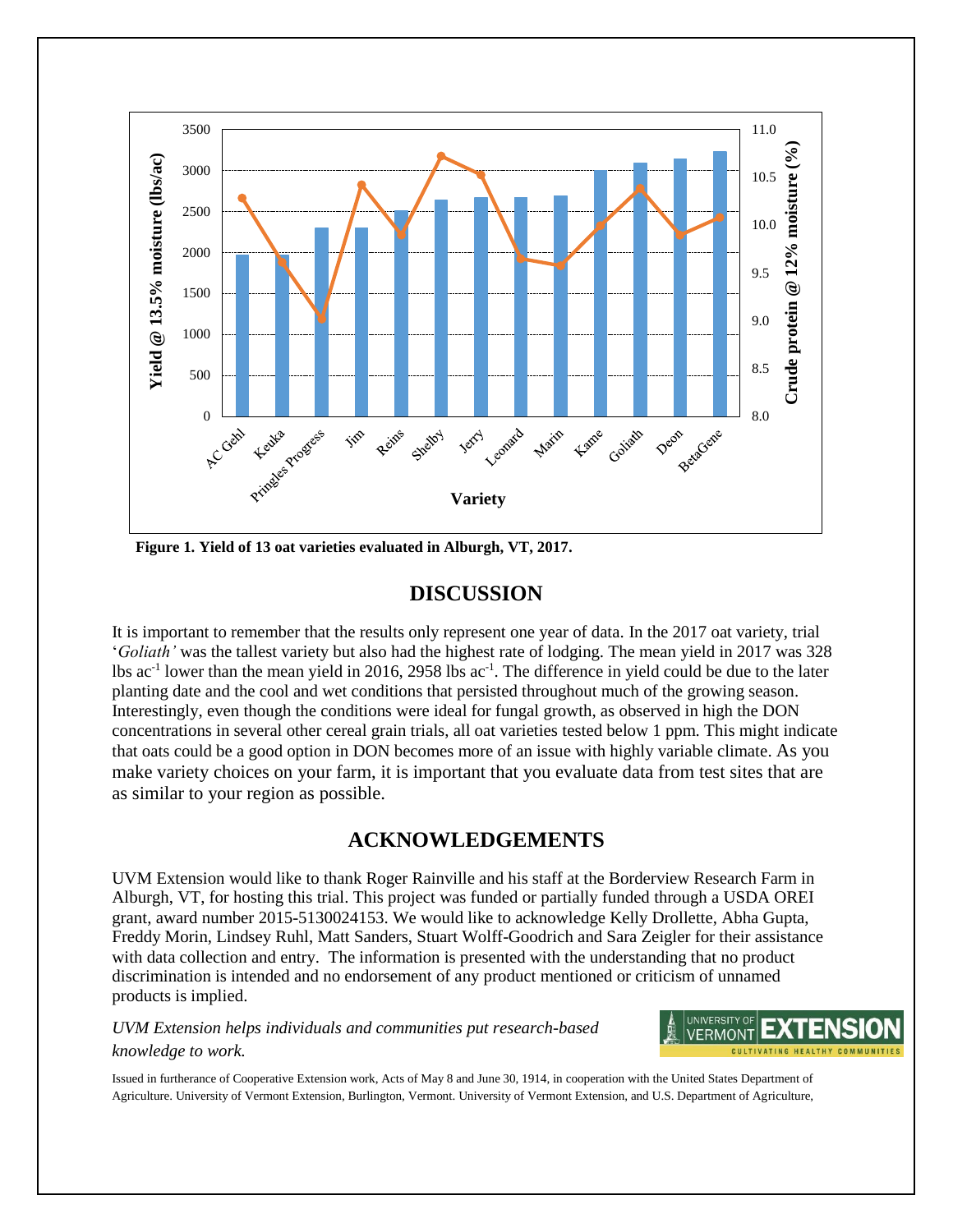Figure 1. Yield of 13 oat varieties evaluated in Alburgh, VT, 2017.

## DISCUSSION

It is important to remember that the results only represent one year of data. In the 2017 oat variety, trial '*Goliath'* was the tallest variety but also had the highest rate of lodging. The mean yield in 2017 was 328 lbs ac$^{-1}$ lower than the mean yield in 2016, 2958 lbs ac$^{-1}$. The difference in yield could be due to the later planting date and the cool and wet conditions that persisted throughout much of the growing season. Interestingly, even though the conditions were ideal for fungal growth, as observed in high the DON concentrations in several other cereal grain trials, all oat varieties tested below 1 ppm. This might indicate that oats could be a good option in DON becomes more of an issue with highly variable climate. As you make variety choices on your farm, it is important that you evaluate data from test sites that are as similar to your region as possible.

## ACKNOWLEDGEMENTS

UVM Extension would like to thank Roger Rainville and his staff at the Borderview Research Farm in Alburgh, VT, for hosting this trial. This project was funded or partially funded through a USDA OREI grant, award number 2015-5130024153. We would like to acknowledge Kelly Drollette, Abha Gupta, Freddy Morin, Lindsey Ruhl, Matt Sanders, Stuart Wolff-Goodrich and Sara Zeigler for their assistance with data collection and entry. The information is presented with the understanding that no product discrimination is intended and no endorsement of any product mentioned or criticism of unnamed products is implied.

*UVM Extension helps individuals and communities put research-based knowledge to work.*

Issued in furtherance of Cooperative Extension work, Acts of May 8 and June 30, 1914, in cooperation with the United States Department of Agriculture. University of Vermont Extension, Burlington, Vermont. University of Vermont Extension, and U.S. Department of Agriculture,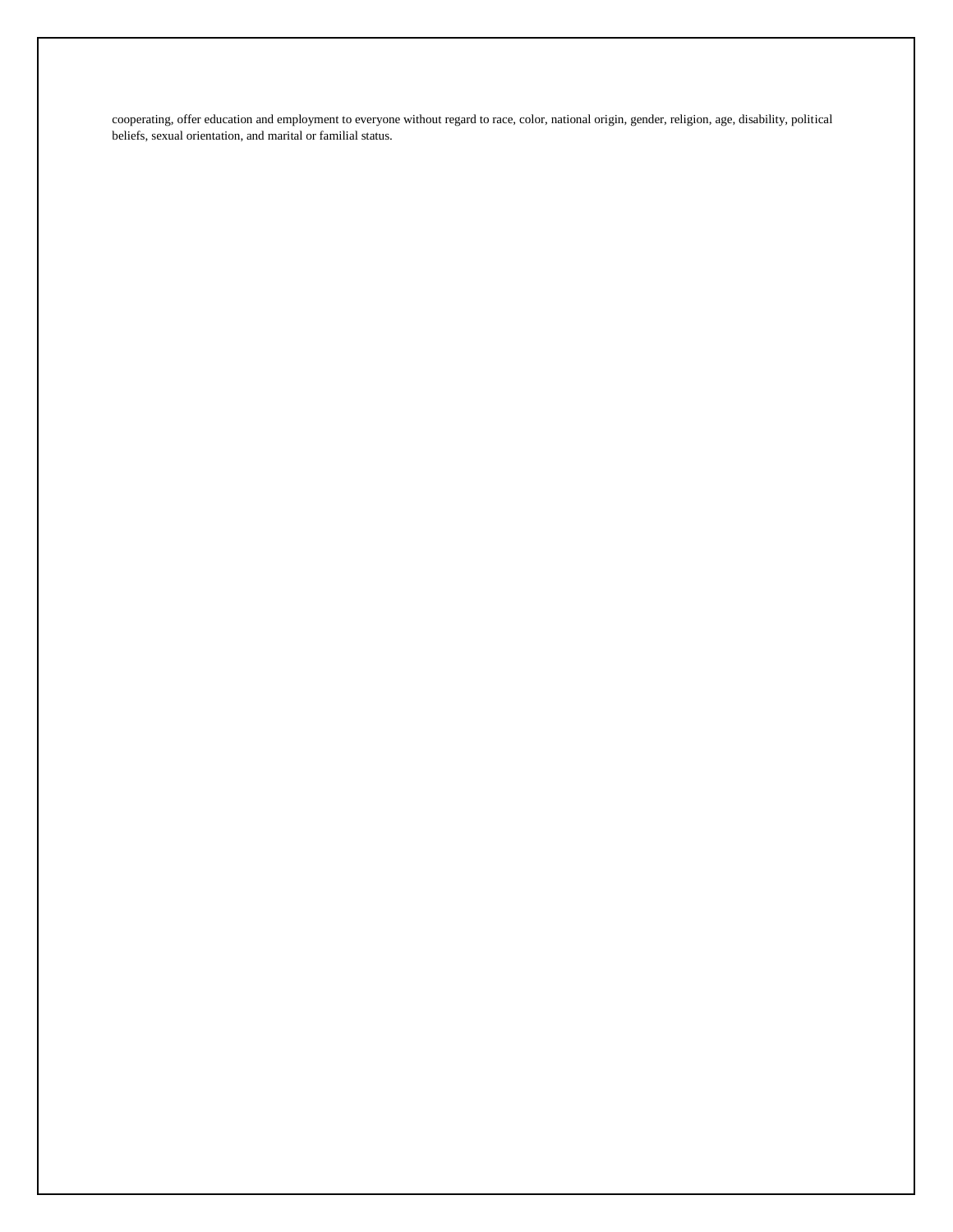cooperating, offer education and employment to everyone without regard to race, color, national origin, gender, religion, age, disability, political beliefs, sexual orientation, and marital or familial status.